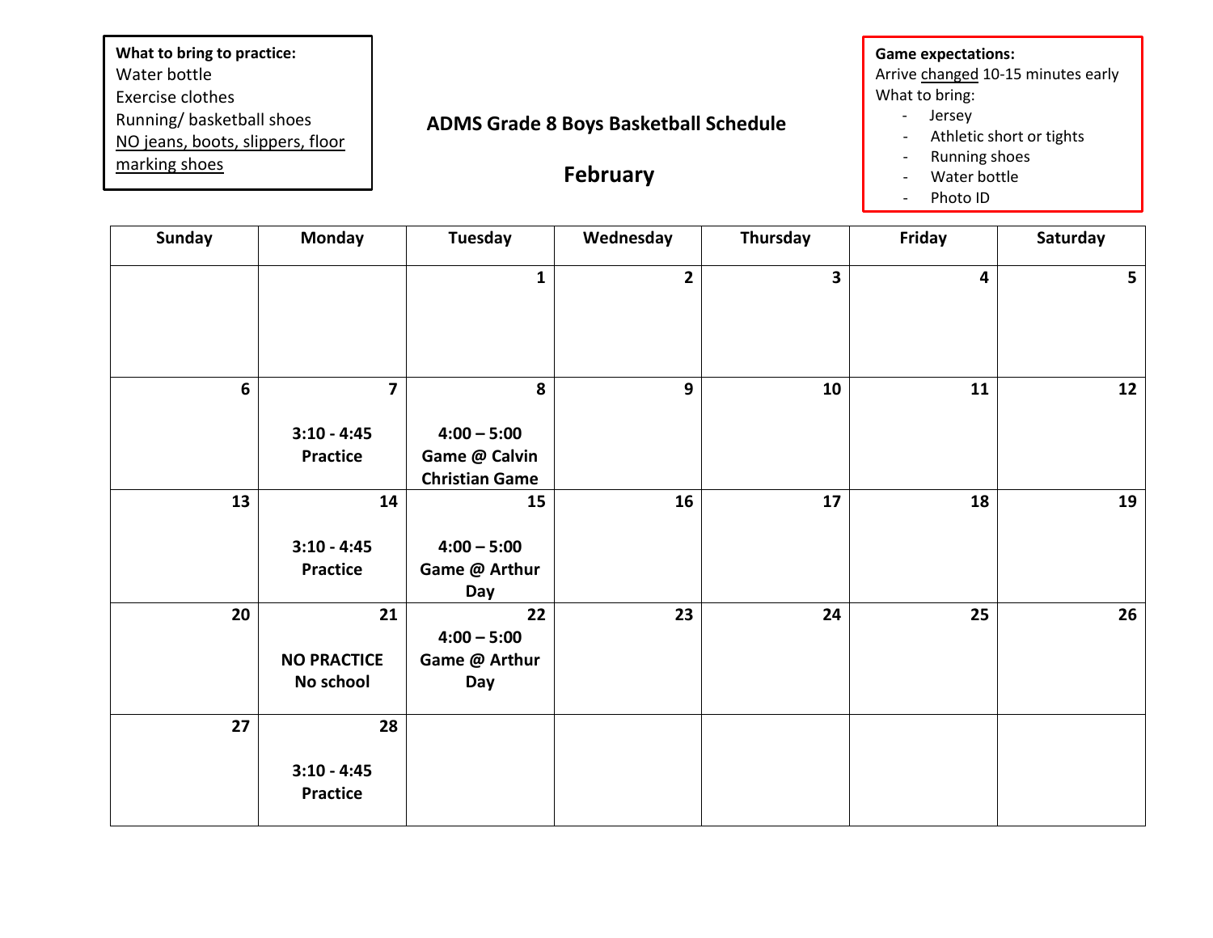**What to bring to practice:**
Water bottle
Exercise clothes
Running/ basketball shoes
NO jeans, boots, slippers, floor marking shoes

## ADMS Grade 8 Boys Basketball Schedule

## February

**Game expectations:**
Arrive changed 10-15 minutes early
What to bring:
- Jersey
- Athletic short or tights
- Running shoes
- Water bottle
- Photo ID

| Sunday | Monday | Tuesday | Wednesday | Thursday | Friday | Saturday |
|---|---|---|---|---|---|---|
| | | **1** | **2** | **3** | **4** | **5** |
| **6** | **7** <br> **3:10 - 4:45 Practice** | **8** <br> **4:00 – 5:00 Game @ Calvin Christian Game** | **9** | **10** | **11** | **12** |
| **13** | **14** <br> **3:10 - 4:45 Practice** | **15** <br> **4:00 – 5:00 Game @ Arthur Day** | **16** | **17** | **18** | **19** |
| **20** | **21** <br> **NO PRACTICE No school** | **22** <br> **4:00 – 5:00 Game @ Arthur Day** | **23** | **24** | **25** | **26** |
| **27** | **28** <br> **3:10 - 4:45 Practice** | | | | | |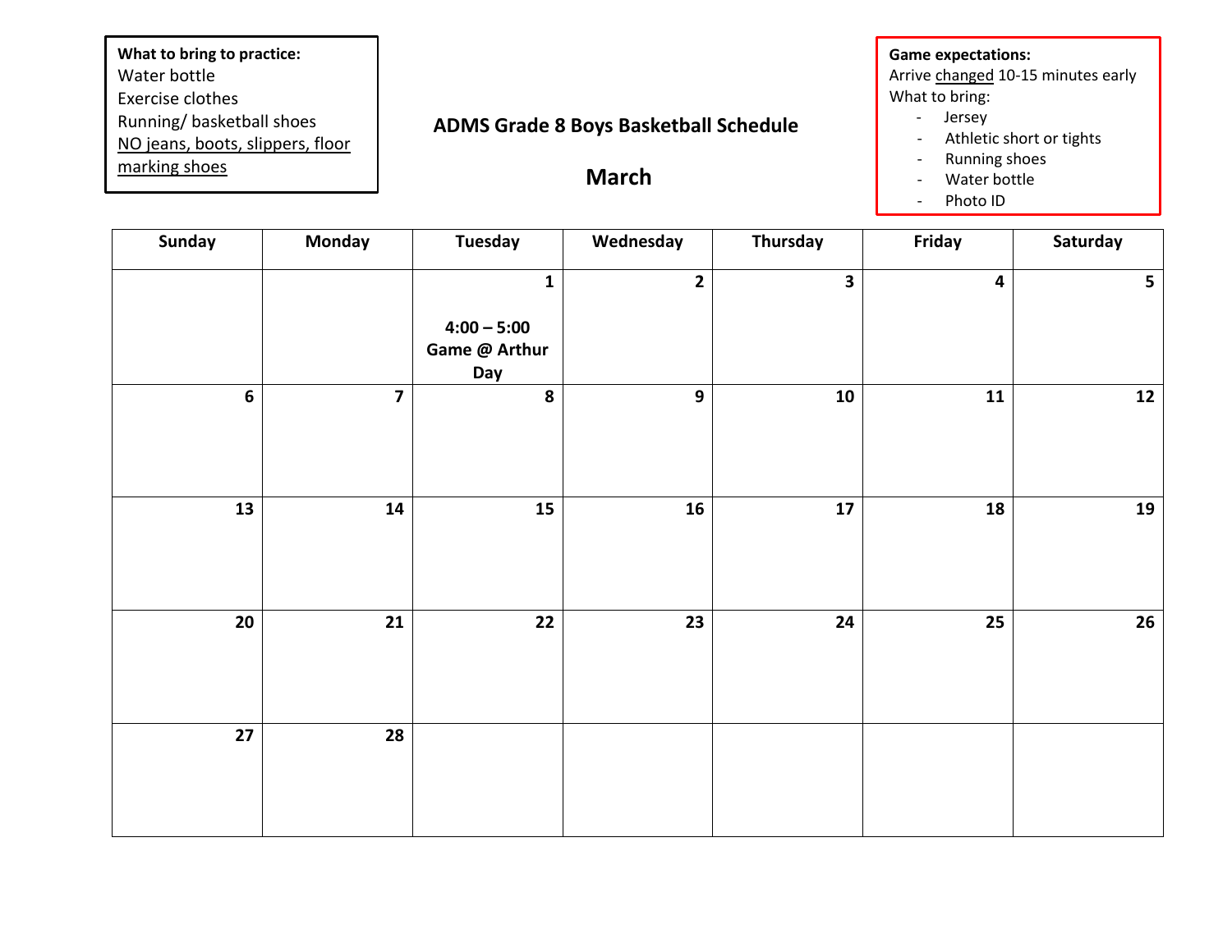**What to bring to practice:**
Water bottle
Exercise clothes
Running/ basketball shoes
NO jeans, boots, slippers, floor marking shoes

## ADMS Grade 8 Boys Basketball Schedule

## March

**Game expectations:**
Arrive changed 10-15 minutes early
What to bring:
- Jersey
- Athletic short or tights
- Running shoes
- Water bottle
- Photo ID

| Sunday | Monday | Tuesday | Wednesday | Thursday | Friday | Saturday |
| --- | --- | --- | --- | --- | --- | --- |
| | | 1<br>**4:00 – 5:00 Game @ Arthur Day** | 2 | 3 | 4 | 5 |
| 6 | 7 | 8 | 9 | 10 | 11 | 12 |
| 13 | 14 | 15 | 16 | 17 | 18 | 19 |
| 20 | 21 | 22 | 23 | 24 | 25 | 26 |
| 27 | 28 | | | | | |